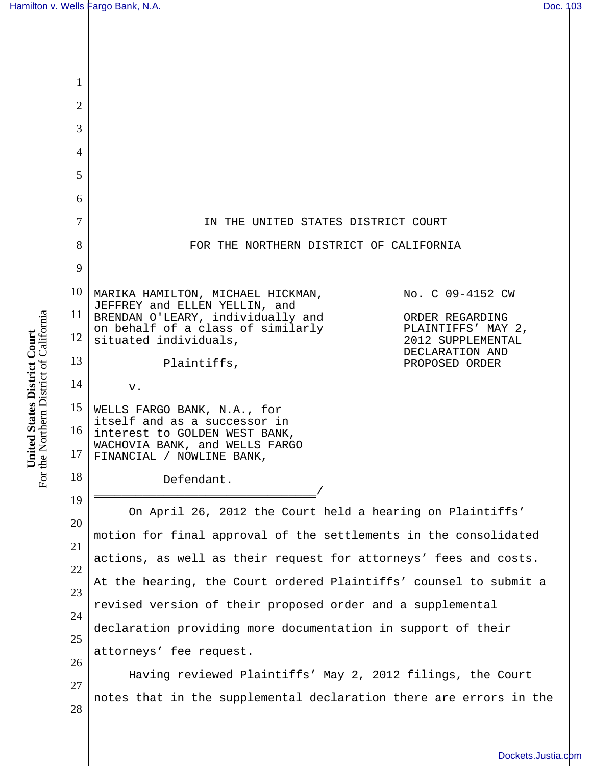IN THE UNITED STATES DISTRICT COURT

FOR THE NORTHERN DISTRICT OF CALIFORNIA

MARIKA HAMILTON, MICHAEL HICKMAN, JEFFREY and ELLEN YELLIN, and BRENDAN O'LEARY, individually and on behalf of a class of similarly situated individuals,

Plaintiffs,

v.

WELLS FARGO BANK, N.A., for itself and as a successor in interest to GOLDEN WEST BANK, WACHOVIA BANK, and WELLS FARGO FINANCIAL / NOWLINE BANK,

Defendant.

/

No. C 09-4152 CW

ORDER REGARDING PLAINTIFFS' MAY 2, 2012 SUPPLEMENTAL DECLARATION AND PROPOSED ORDER

On April 26, 2012 the Court held a hearing on Plaintiffs' motion for final approval of the settlements in the consolidated actions, as well as their request for attorneys' fees and costs. At the hearing, the Court ordered Plaintiffs' counsel to submit a revised version of their proposed order and a supplemental declaration providing more documentation in support of their attorneys' fee request.

Having reviewed Plaintiffs' May 2, 2012 filings, the Court notes that in the supplemental declaration there are errors in the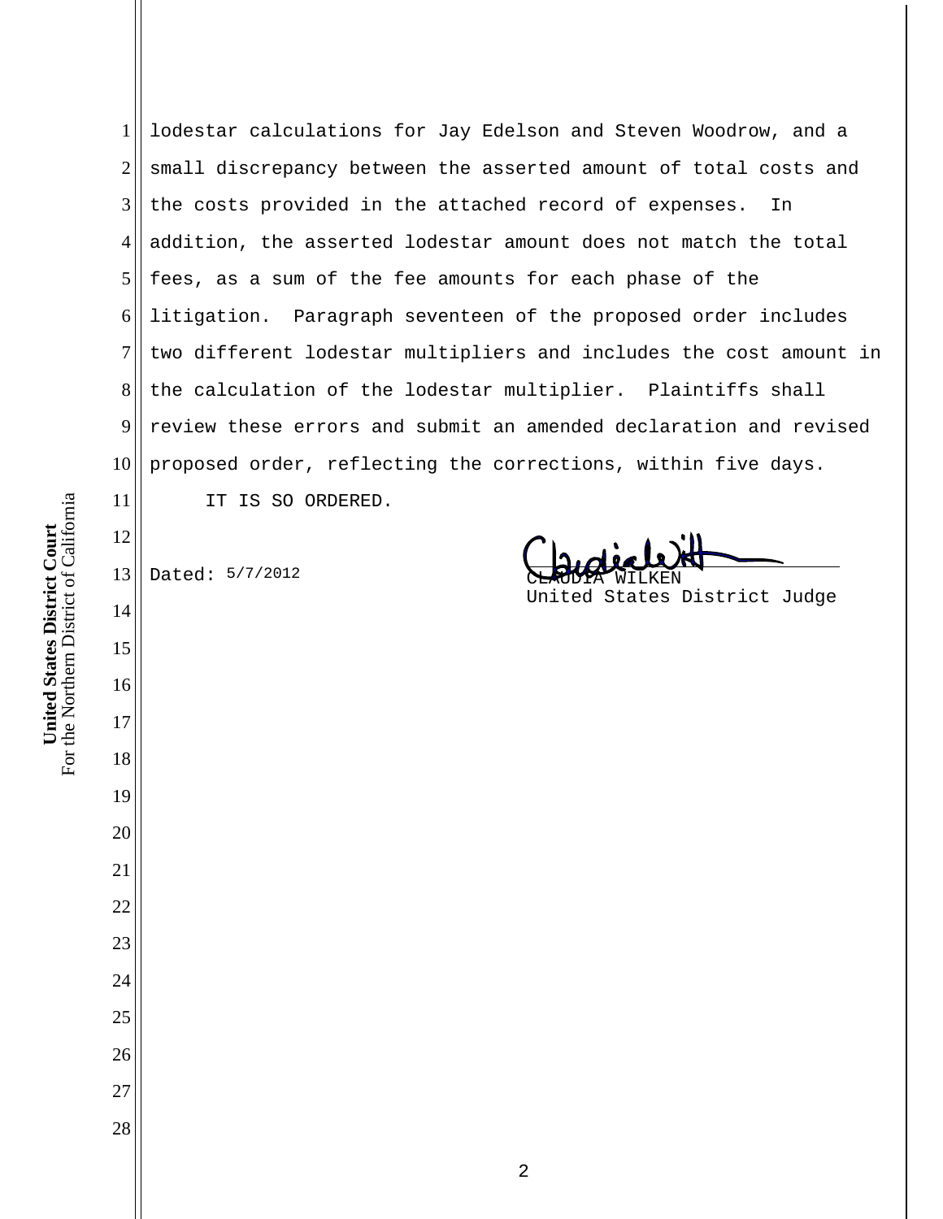lodestar calculations for Jay Edelson and Steven Woodrow, and a small discrepancy between the asserted amount of total costs and the costs provided in the attached record of expenses. In addition, the asserted lodestar amount does not match the total fees, as a sum of the fee amounts for each phase of the litigation. Paragraph seventeen of the proposed order includes two different lodestar multipliers and includes the cost amount in the calculation of the lodestar multiplier. Plaintiffs shall review these errors and submit an amended declaration and revised proposed order, reflecting the corrections, within five days.

IT IS SO ORDERED.

Dated: 5/7/2012

CLAUDIA WILKEN
United States District Judge